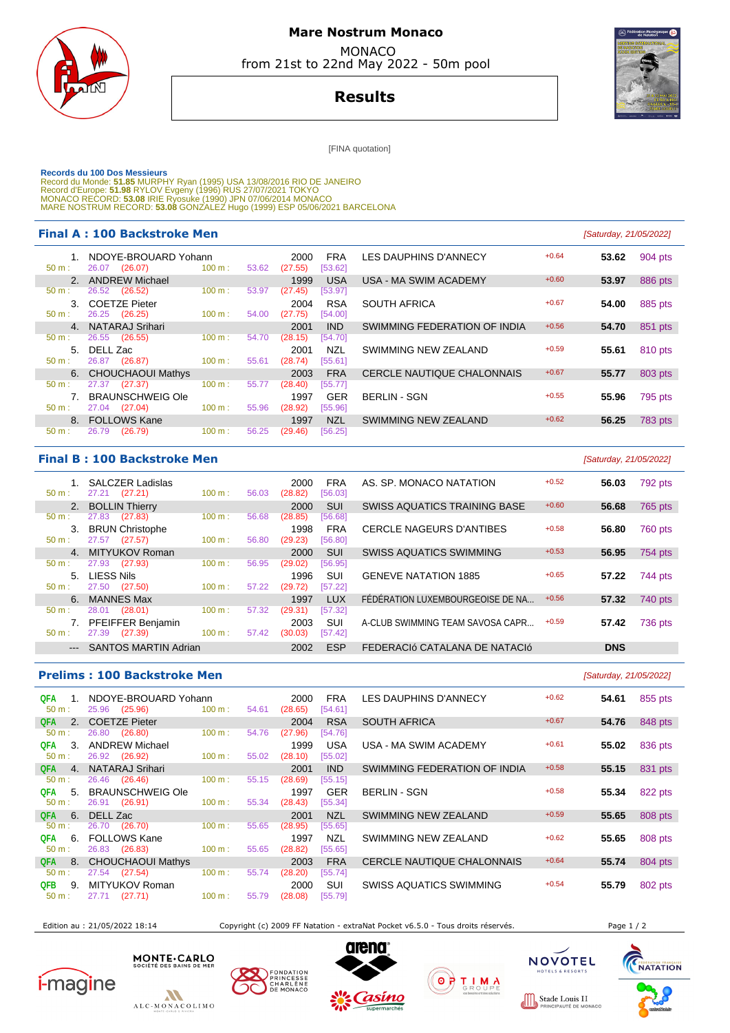# Mare Nostrum Monaco

MONACO
from 21st to 22nd May 2022 - 50m pool

## Results

[FINA quotation]

**Records du 100 Dos Messieurs**
Record du Monde: **51.85** MURPHY Ryan (1995) USA 13/08/2016 RIO DE JANEIRO
Record d'Europe: **51.98** RYLOV Evgeny (1996) RUS 27/07/2021 TOKYO
MONACO RECORD: **53.08** IRIE Ryosuke (1990) JPN 07/06/2014 MONACO
MARE NOSTRUM RECORD: **53.08** GONZALEZ Hugo (1999) ESP 05/06/2021 BARCELONA

### Final A : 100 Backstroke Men

*[Saturday, 21/05/2022]*

| Rank | Name | Year | Nat | Club | RT | Time | Points | 50 m | 100 m |
|---|---|---|---|---|---|---|---|---|---|
| 1. | NDOYE-BROUARD Yohann | 2000 | FRA | LES DAUPHINS D'ANNECY | +0.64 | 53.62 | 904 pts | 26.07 (26.07) | 53.62 (27.55) [53.62] |
| 2. | ANDREW Michael | 1999 | USA | USA - MA SWIM ACADEMY | +0.60 | 53.97 | 886 pts | 26.52 (26.52) | 53.97 (27.45) [53.97] |
| 3. | COETZE Pieter | 2004 | RSA | SOUTH AFRICA | +0.67 | 54.00 | 885 pts | 26.25 (26.25) | 54.00 (27.75) [54.00] |
| 4. | NATARAJ Srihari | 2001 | IND | SWIMMING FEDERATION OF INDIA | +0.56 | 54.70 | 851 pts | 26.55 (26.55) | 54.70 (28.15) [54.70] |
| 5. | DELL Zac | 2001 | NZL | SWIMMING NEW ZEALAND | +0.59 | 55.61 | 810 pts | 26.87 (26.87) | 55.61 (28.74) [55.61] |
| 6. | CHOUCHAOUI Mathys | 2003 | FRA | CERCLE NAUTIQUE CHALONNAIS | +0.67 | 55.77 | 803 pts | 27.37 (27.37) | 55.77 (28.40) [55.77] |
| 7. | BRAUNSCHWEIG Ole | 1997 | GER | BERLIN - SGN | +0.55 | 55.96 | 795 pts | 27.04 (27.04) | 55.96 (28.92) [55.96] |
| 8. | FOLLOWS Kane | 1997 | NZL | SWIMMING NEW ZEALAND | +0.62 | 56.25 | 783 pts | 26.79 (26.79) | 56.25 (29.46) [56.25] |

### Final B : 100 Backstroke Men

*[Saturday, 21/05/2022]*

| Rank | Name | Year | Nat | Club | RT | Time | Points | 50 m | 100 m |
|---|---|---|---|---|---|---|---|---|---|
| 1. | SALCZER Ladislas | 2000 | FRA | AS. SP. MONACO NATATION | +0.52 | 56.03 | 792 pts | 27.21 (27.21) | 56.03 (28.82) [56.03] |
| 2. | BOLLIN Thierry | 2000 | SUI | SWISS AQUATICS TRAINING BASE | +0.60 | 56.68 | 765 pts | 27.83 (27.83) | 56.68 (28.85) [56.68] |
| 3. | BRUN Christophe | 1998 | FRA | CERCLE NAGEURS D'ANTIBES | +0.58 | 56.80 | 760 pts | 27.57 (27.57) | 56.80 (29.23) [56.80] |
| 4. | MITYUKOV Roman | 2000 | SUI | SWISS AQUATICS SWIMMING | +0.53 | 56.95 | 754 pts | 27.93 (27.93) | 56.95 (29.02) [56.95] |
| 5. | LIESS Nils | 1996 | SUI | GENEVE NATATION 1885 | +0.65 | 57.22 | 744 pts | 27.50 (27.50) | 57.22 (29.72) [57.22] |
| 6. | MANNES Max | 1997 | LUX | FÉDÉRATION LUXEMBOURGEOISE DE NA... | +0.56 | 57.32 | 740 pts | 28.01 (28.01) | 57.32 (29.31) [57.32] |
| 7. | PFEIFFER Benjamin | 2003 | SUI | A-CLUB SWIMMING TEAM SAVOSA CAPR... | +0.59 | 57.42 | 736 pts | 27.39 (27.39) | 57.42 (30.03) [57.42] |
| --- | SANTOS MARTIN Adrian | 2002 | ESP | FEDERACIó CATALANA DE NATACIó | | DNS | | | |

### Prelims : 100 Backstroke Men

*[Saturday, 21/05/2022]*

| Q | Rank | Name | Year | Nat | Club | RT | Time | Points | 50 m | 100 m |
|---|---|---|---|---|---|---|---|---|---|---|
| QFA | 1. | NDOYE-BROUARD Yohann | 2000 | FRA | LES DAUPHINS D'ANNECY | +0.62 | 54.61 | 855 pts | 25.96 (25.96) | 54.61 (28.65) [54.61] |
| QFA | 2. | COETZE Pieter | 2004 | RSA | SOUTH AFRICA | +0.67 | 54.76 | 848 pts | 26.80 (26.80) | 54.76 (27.96) [54.76] |
| QFA | 3. | ANDREW Michael | 1999 | USA | USA - MA SWIM ACADEMY | +0.61 | 55.02 | 836 pts | 26.92 (26.92) | 55.02 (28.10) [55.02] |
| QFA | 4. | NATARAJ Srihari | 2001 | IND | SWIMMING FEDERATION OF INDIA | +0.58 | 55.15 | 831 pts | 26.46 (26.46) | 55.15 (28.69) [55.15] |
| QFA | 5. | BRAUNSCHWEIG Ole | 1997 | GER | BERLIN - SGN | +0.58 | 55.34 | 822 pts | 26.91 (26.91) | 55.34 (28.43) [55.34] |
| QFA | 6. | DELL Zac | 2001 | NZL | SWIMMING NEW ZEALAND | +0.59 | 55.65 | 808 pts | 26.70 (26.70) | 55.65 (28.95) [55.65] |
| QFA | 6. | FOLLOWS Kane | 1997 | NZL | SWIMMING NEW ZEALAND | +0.62 | 55.65 | 808 pts | 26.83 (26.83) | 55.65 (28.82) [55.65] |
| QFA | 8. | CHOUCHAOUI Mathys | 2003 | FRA | CERCLE NAUTIQUE CHALONNAIS | +0.64 | 55.74 | 804 pts | 27.54 (27.54) | 55.74 (28.20) [55.74] |
| QFB | 9. | MITYUKOV Roman | 2000 | SUI | SWISS AQUATICS SWIMMING | +0.54 | 55.79 | 802 pts | 27.71 (27.71) | 55.79 (28.08) [55.79] |

Edition au : 21/05/2022 18:14 Copyright (c) 2009 FF Natation - extraNat Pocket v6.5.0 - Tous droits réservés.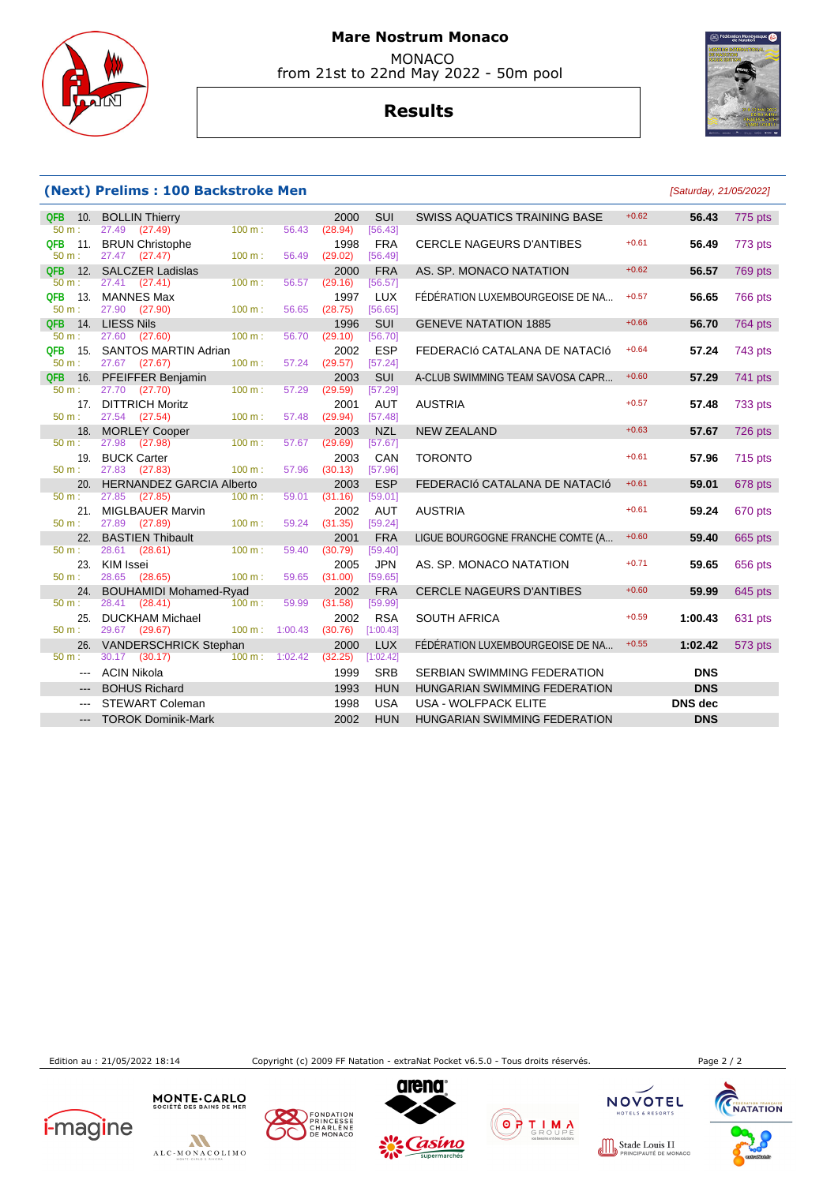# Mare Nostrum Monaco

MONACO
from 21st to 22nd May 2022 - 50m pool

## Results

### (Next) Prelims : 100 Backstroke Men

*[Saturday, 21/05/2022]*

| | Rank | Name | | | Year | Nat | Club | RT | Time | Points |
|---|---|---|---|---|---|---|---|---|---|---|
| QFB | 10. | BOLLIN Thierry | | | 2000 | SUI | SWISS AQUATICS TRAINING BASE | +0.62 | 56.43 | 775 pts |
| 50 m : | | 27.49 (27.49) | 100 m : | 56.43 | (28.94) | [56.43] | | | | |
| QFB | 11. | BRUN Christophe | | | 1998 | FRA | CERCLE NAGEURS D'ANTIBES | +0.61 | 56.49 | 773 pts |
| 50 m : | | 27.47 (27.47) | 100 m : | 56.49 | (29.02) | [56.49] | | | | |
| QFB | 12. | SALCZER Ladislas | | | 2000 | FRA | AS. SP. MONACO NATATION | +0.62 | 56.57 | 769 pts |
| 50 m : | | 27.41 (27.41) | 100 m : | 56.57 | (29.16) | [56.57] | | | | |
| QFB | 13. | MANNES Max | | | 1997 | LUX | FÉDÉRATION LUXEMBOURGEOISE DE NA... | +0.57 | 56.65 | 766 pts |
| 50 m : | | 27.90 (27.90) | 100 m : | 56.65 | (28.75) | [56.65] | | | | |
| QFB | 14. | LIESS Nils | | | 1996 | SUI | GENEVE NATATION 1885 | +0.66 | 56.70 | 764 pts |
| 50 m : | | 27.60 (27.60) | 100 m : | 56.70 | (29.10) | [56.70] | | | | |
| QFB | 15. | SANTOS MARTIN Adrian | | | 2002 | ESP | FEDERACIó CATALANA DE NATACIó | +0.64 | 57.24 | 743 pts |
| 50 m : | | 27.67 (27.67) | 100 m : | 57.24 | (29.57) | [57.24] | | | | |
| QFB | 16. | PFEIFFER Benjamin | | | 2003 | SUI | A-CLUB SWIMMING TEAM SAVOSA CAPR... | +0.60 | 57.29 | 741 pts |
| 50 m : | | 27.70 (27.70) | 100 m : | 57.29 | (29.59) | [57.29] | | | | |
| | 17. | DITTRICH Moritz | | | 2001 | AUT | AUSTRIA | +0.57 | 57.48 | 733 pts |
| 50 m : | | 27.54 (27.54) | 100 m : | 57.48 | (29.94) | [57.48] | | | | |
| | 18. | MORLEY Cooper | | | 2003 | NZL | NEW ZEALAND | +0.63 | 57.67 | 726 pts |
| 50 m : | | 27.98 (27.98) | 100 m : | 57.67 | (29.69) | [57.67] | | | | |
| | 19. | BUCK Carter | | | 2003 | CAN | TORONTO | +0.61 | 57.96 | 715 pts |
| 50 m : | | 27.83 (27.83) | 100 m : | 57.96 | (30.13) | [57.96] | | | | |
| | 20. | HERNANDEZ GARCIA Alberto | | | 2003 | ESP | FEDERACIó CATALANA DE NATACIó | +0.61 | 59.01 | 678 pts |
| 50 m : | | 27.85 (27.85) | 100 m : | 59.01 | (31.16) | [59.01] | | | | |
| | 21. | MIGLBAUER Marvin | | | 2002 | AUT | AUSTRIA | +0.61 | 59.24 | 670 pts |
| 50 m : | | 27.89 (27.89) | 100 m : | 59.24 | (31.35) | [59.24] | | | | |
| | 22. | BASTIEN Thibault | | | 2001 | FRA | LIGUE BOURGOGNE FRANCHE COMTE (A... | +0.60 | 59.40 | 665 pts |
| 50 m : | | 28.61 (28.61) | 100 m : | 59.40 | (30.79) | [59.40] | | | | |
| | 23. | KIM Issei | | | 2005 | JPN | AS. SP. MONACO NATATION | +0.71 | 59.65 | 656 pts |
| 50 m : | | 28.65 (28.65) | 100 m : | 59.65 | (31.00) | [59.65] | | | | |
| | 24. | BOUHAMIDI Mohamed-Ryad | | | 2002 | FRA | CERCLE NAGEURS D'ANTIBES | +0.60 | 59.99 | 645 pts |
| 50 m : | | 28.41 (28.41) | 100 m : | 59.99 | (31.58) | [59.99] | | | | |
| | 25. | DUCKHAM Michael | | | 2002 | RSA | SOUTH AFRICA | +0.59 | 1:00.43 | 631 pts |
| 50 m : | | 29.67 (29.67) | 100 m : | 1:00.43 | (30.76) | [1:00.43] | | | | |
| | 26. | VANDERSCHRICK Stephan | | | 2000 | LUX | FÉDÉRATION LUXEMBOURGEOISE DE NA... | +0.55 | 1:02.42 | 573 pts |
| 50 m : | | 30.17 (30.17) | 100 m : | 1:02.42 | (32.25) | [1:02.42] | | | | |
| | --- | ACIN Nikola | | | 1999 | SRB | SERBIAN SWIMMING FEDERATION | | DNS | |
| | --- | BOHUS Richard | | | 1993 | HUN | HUNGARIAN SWIMMING FEDERATION | | DNS | |
| | --- | STEWART Coleman | | | 1998 | USA | USA - WOLFPACK ELITE | | DNS dec | |
| | --- | TOROK Dominik-Mark | | | 2002 | HUN | HUNGARIAN SWIMMING FEDERATION | | DNS | |

Edition au : 21/05/2022 18:14 Copyright (c) 2009 FF Natation - extraNat Pocket v6.5.0 - Tous droits réservés.